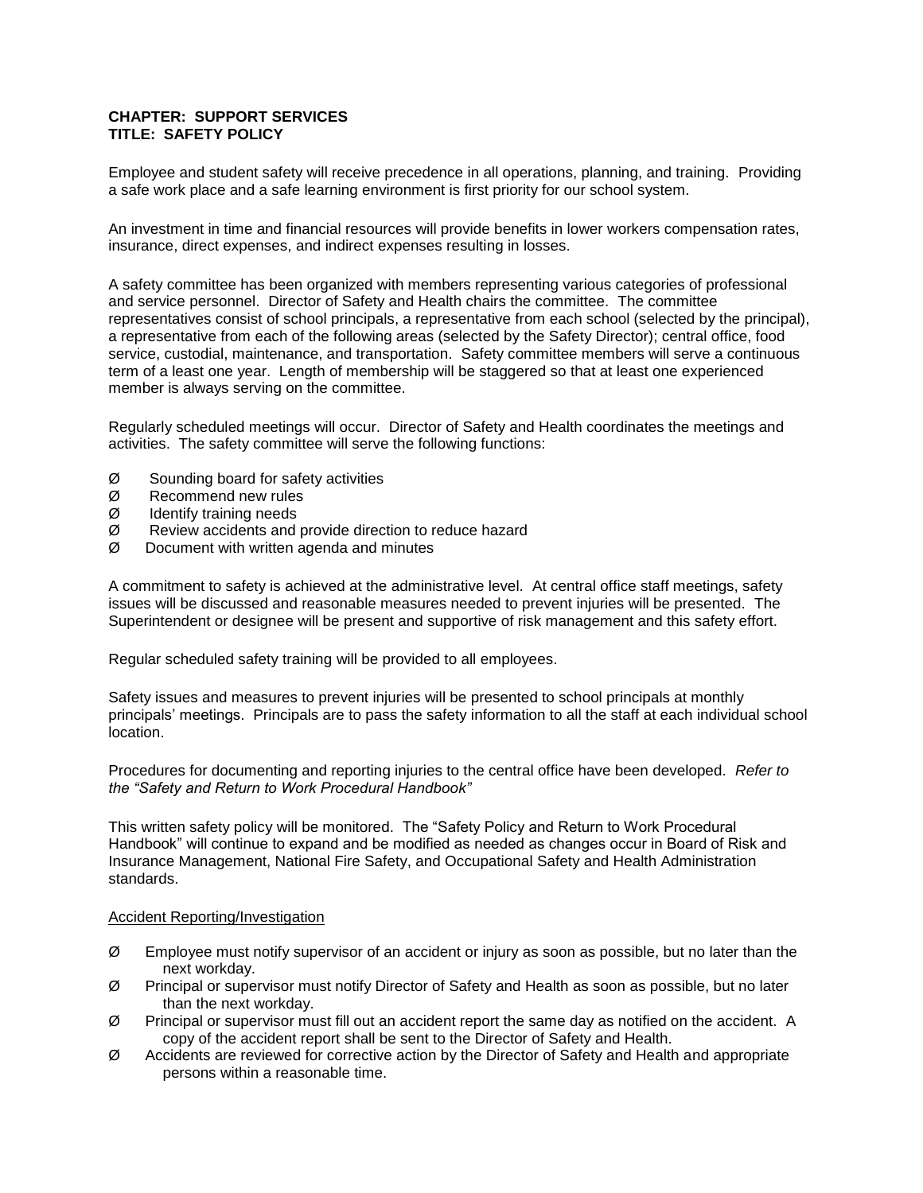**CHAPTER: SUPPORT SERVICES**
**TITLE: SAFETY POLICY**

Employee and student safety will receive precedence in all operations, planning, and training. Providing a safe work place and a safe learning environment is first priority for our school system.

An investment in time and financial resources will provide benefits in lower workers compensation rates, insurance, direct expenses, and indirect expenses resulting in losses.

A safety committee has been organized with members representing various categories of professional and service personnel. Director of Safety and Health chairs the committee. The committee representatives consist of school principals, a representative from each school (selected by the principal), a representative from each of the following areas (selected by the Safety Director); central office, food service, custodial, maintenance, and transportation. Safety committee members will serve a continuous term of a least one year. Length of membership will be staggered so that at least one experienced member is always serving on the committee.

Regularly scheduled meetings will occur. Director of Safety and Health coordinates the meetings and activities. The safety committee will serve the following functions:

- Sounding board for safety activities
- Recommend new rules
- Identify training needs
- Review accidents and provide direction to reduce hazard
- Document with written agenda and minutes

A commitment to safety is achieved at the administrative level. At central office staff meetings, safety issues will be discussed and reasonable measures needed to prevent injuries will be presented. The Superintendent or designee will be present and supportive of risk management and this safety effort.

Regular scheduled safety training will be provided to all employees.

Safety issues and measures to prevent injuries will be presented to school principals at monthly principals' meetings. Principals are to pass the safety information to all the staff at each individual school location.

Procedures for documenting and reporting injuries to the central office have been developed. *Refer to the "Safety and Return to Work Procedural Handbook"*

This written safety policy will be monitored. The "Safety Policy and Return to Work Procedural Handbook" will continue to expand and be modified as needed as changes occur in Board of Risk and Insurance Management, National Fire Safety, and Occupational Safety and Health Administration standards.

<u>Accident Reporting/Investigation</u>

- Employee must notify supervisor of an accident or injury as soon as possible, but no later than the next workday.
- Principal or supervisor must notify Director of Safety and Health as soon as possible, but no later than the next workday.
- Principal or supervisor must fill out an accident report the same day as notified on the accident. A copy of the accident report shall be sent to the Director of Safety and Health.
- Accidents are reviewed for corrective action by the Director of Safety and Health and appropriate persons within a reasonable time.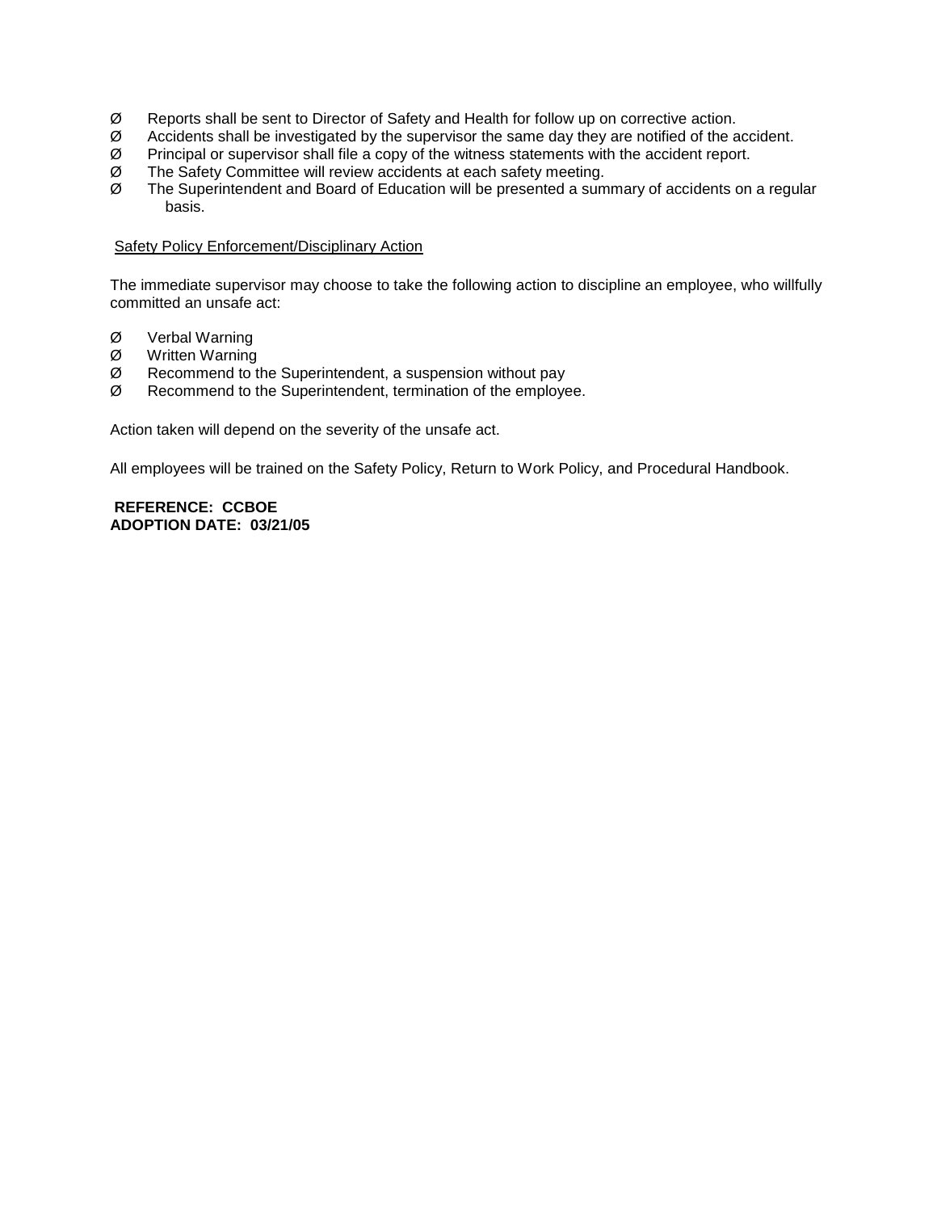- Reports shall be sent to Director of Safety and Health for follow up on corrective action.
- Accidents shall be investigated by the supervisor the same day they are notified of the accident.
- Principal or supervisor shall file a copy of the witness statements with the accident report.
- The Safety Committee will review accidents at each safety meeting.
- The Superintendent and Board of Education will be presented a summary of accidents on a regular basis.

<u>Safety Policy Enforcement/Disciplinary Action</u>

The immediate supervisor may choose to take the following action to discipline an employee, who willfully committed an unsafe act:

- Verbal Warning
- Written Warning
- Recommend to the Superintendent, a suspension without pay
- Recommend to the Superintendent, termination of the employee.

Action taken will depend on the severity of the unsafe act.

All employees will be trained on the Safety Policy, Return to Work Policy, and Procedural Handbook.

**REFERENCE: CCBOE**
**ADOPTION DATE: 03/21/05**